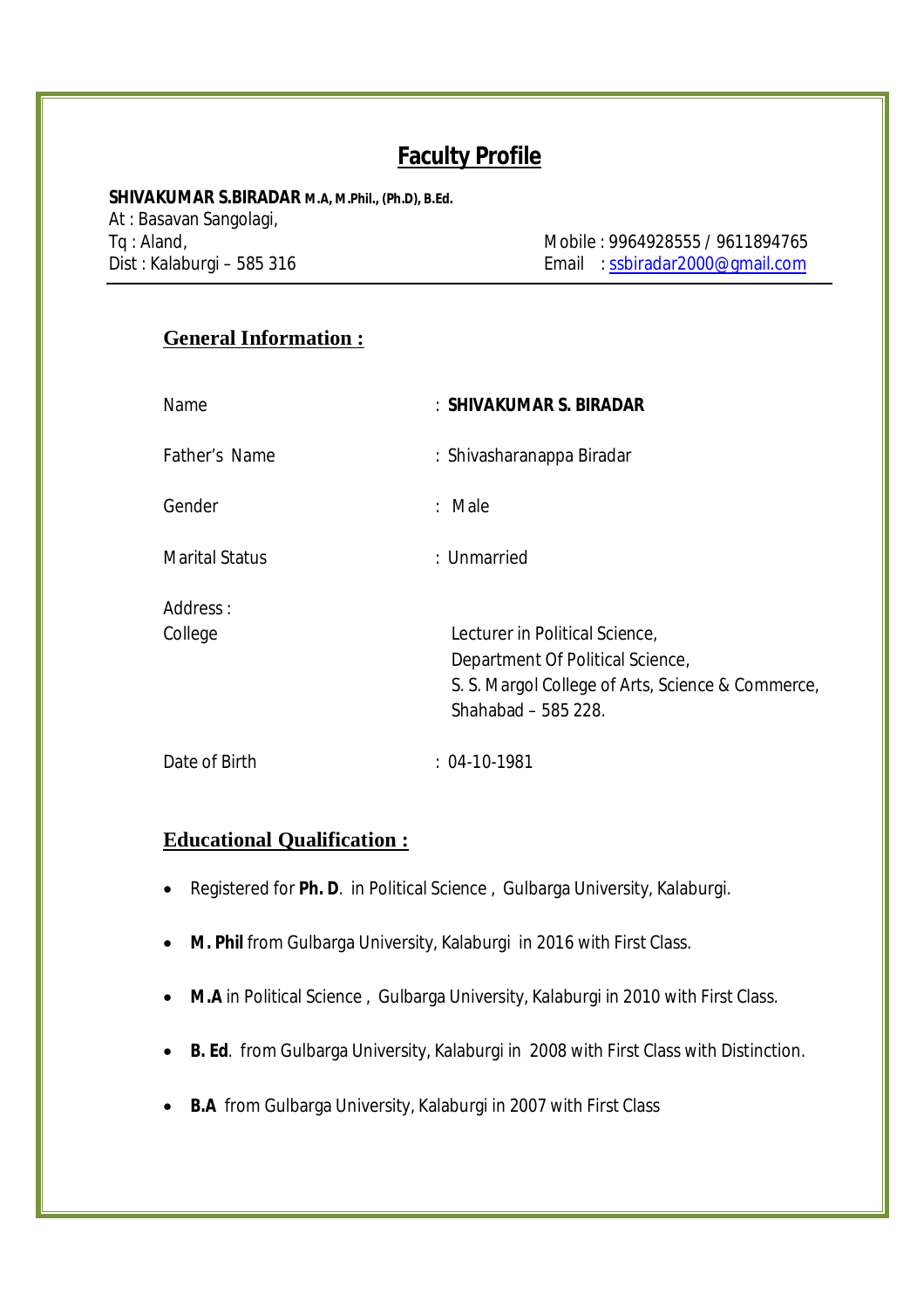# Faculty Profile

**SHIVAKUMAR S.BIRADAR** **M.A, M.Phil., (Ph.D), B.Ed.**
At : Basavan Sangolagi,
Tq : Aland,
Dist : Kalaburgi – 585 316

Mobile : 9964928555 / 9611894765
Email : ssbiradar2000@gmail.com

---

## General Information :

| | |
|---|---|
| Name | : **SHIVAKUMAR S. BIRADAR** |
| Father's Name | : Shivasharanappa Biradar |
| Gender | : Male |
| Marital Status | : Unmarried |
| Address : College | Lecturer in Political Science, Department Of Political Science, S. S. Margol College of Arts, Science & Commerce, Shahabad – 585 228. |
| Date of Birth | : 04-10-1981 |

## Educational Qualification :

- Registered for **Ph. D**. in Political Science , Gulbarga University, Kalaburgi.
- **M. Phil** from Gulbarga University, Kalaburgi in 2016 with First Class.
- **M.A** in Political Science , Gulbarga University, Kalaburgi in 2010 with First Class.
- **B. Ed**. from Gulbarga University, Kalaburgi in 2008 with First Class with Distinction.
- **B.A** from Gulbarga University, Kalaburgi in 2007 with First Class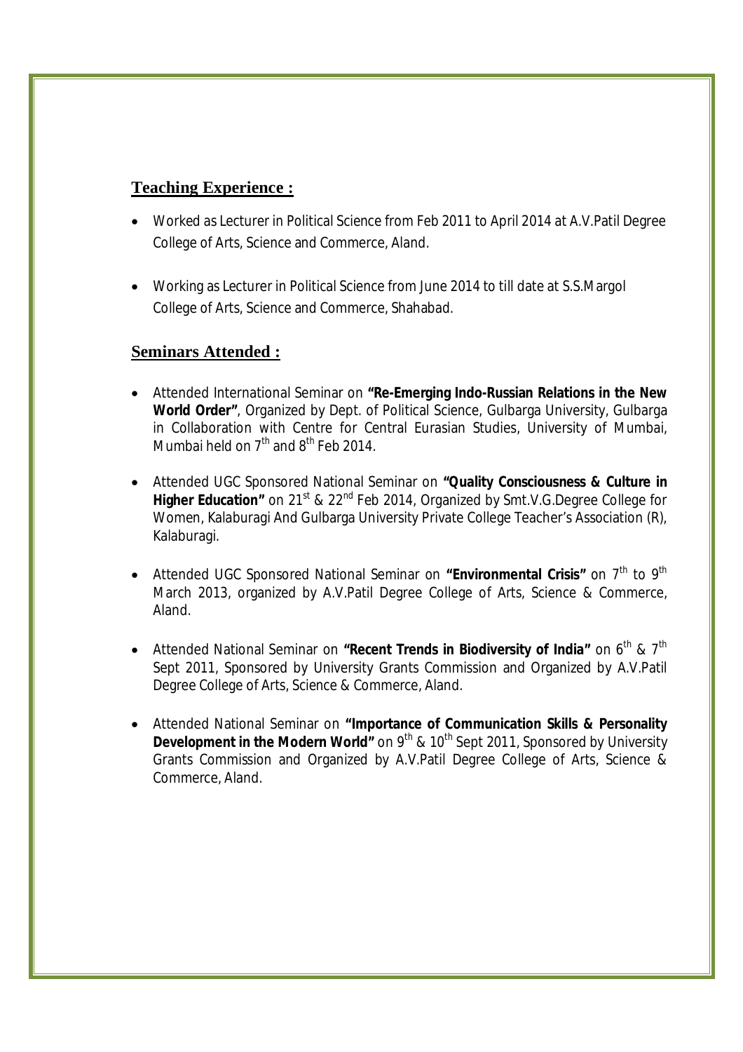## Teaching Experience :

- Worked as Lecturer in Political Science from Feb 2011 to April 2014 at A.V.Patil Degree College of Arts, Science and Commerce, Aland.

- Working as Lecturer in Political Science from June 2014 to till date at S.S.Margol College of Arts, Science and Commerce, Shahabad.

## Seminars Attended :

- Attended International Seminar on **"Re-Emerging Indo-Russian Relations in the New World Order"**, Organized by Dept. of Political Science, Gulbarga University, Gulbarga in Collaboration with Centre for Central Eurasian Studies, University of Mumbai, Mumbai held on 7th and 8th Feb 2014.

- Attended UGC Sponsored National Seminar on **"Quality Consciousness & Culture in Higher Education"** on 21st & 22nd Feb 2014, Organized by Smt.V.G.Degree College for Women, Kalaburagi And Gulbarga University Private College Teacher's Association (R), Kalaburagi.

- Attended UGC Sponsored National Seminar on **"Environmental Crisis"** on 7th to 9th March 2013, organized by A.V.Patil Degree College of Arts, Science & Commerce, Aland.

- Attended National Seminar on **"Recent Trends in Biodiversity of India"** on 6th & 7th Sept 2011, Sponsored by University Grants Commission and Organized by A.V.Patil Degree College of Arts, Science & Commerce, Aland.

- Attended National Seminar on **"Importance of Communication Skills & Personality Development in the Modern World"** on 9th & 10th Sept 2011, Sponsored by University Grants Commission and Organized by A.V.Patil Degree College of Arts, Science & Commerce, Aland.